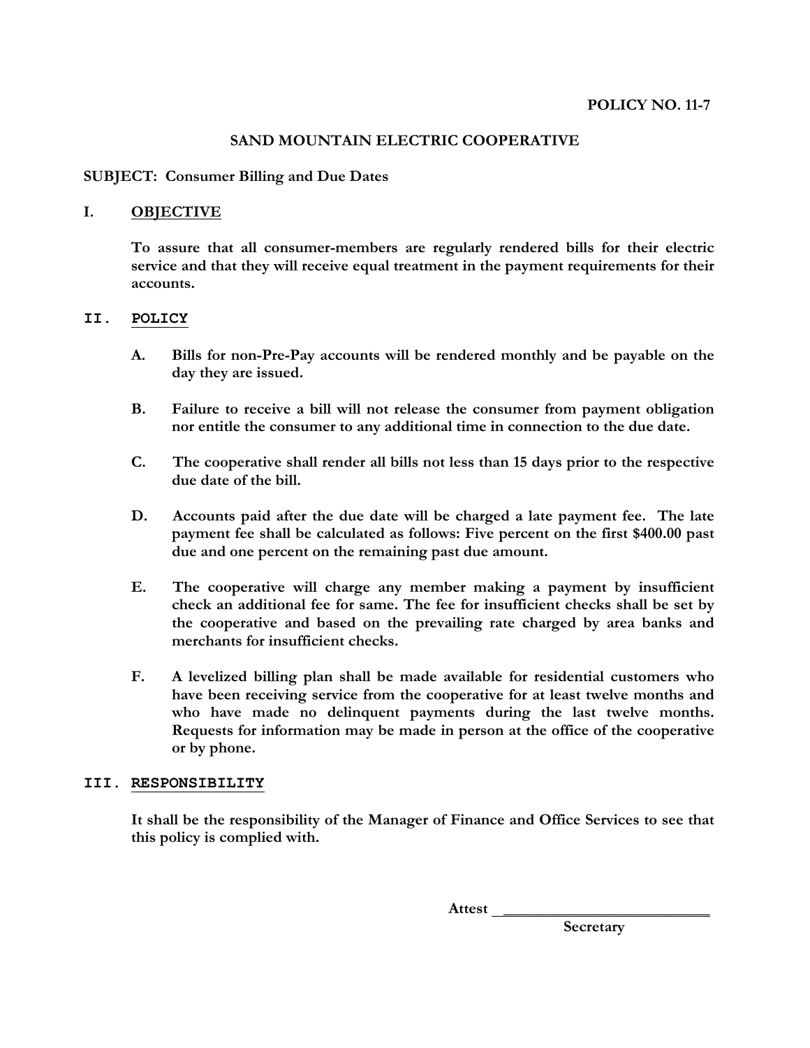**POLICY NO. 11-7**

# SAND MOUNTAIN ELECTRIC COOPERATIVE

**SUBJECT: Consumer Billing and Due Dates**

## I. OBJECTIVE

**To assure that all consumer-members are regularly rendered bills for their electric service and that they will receive equal treatment in the payment requirements for their accounts.**

## II. POLICY

**A.** **Bills for non-Pre-Pay accounts will be rendered monthly and be payable on the day they are issued.**

**B.** **Failure to receive a bill will not release the consumer from payment obligation nor entitle the consumer to any additional time in connection to the due date.**

**C.** **The cooperative shall render all bills not less than 15 days prior to the respective due date of the bill.**

**D.** **Accounts paid after the due date will be charged a late payment fee. The late payment fee shall be calculated as follows: Five percent on the first $400.00 past due and one percent on the remaining past due amount.**

**E.** **The cooperative will charge any member making a payment by insufficient check an additional fee for same. The fee for insufficient checks shall be set by the cooperative and based on the prevailing rate charged by area banks and merchants for insufficient checks.**

**F.** **A levelized billing plan shall be made available for residential customers who have been receiving service from the cooperative for at least twelve months and who have made no delinquent payments during the last twelve months. Requests for information may be made in person at the office of the cooperative or by phone.**

## III. RESPONSIBILITY

**It shall be the responsibility of the Manager of Finance and Office Services to see that this policy is complied with.**

**Attest** ____________________________

**Secretary**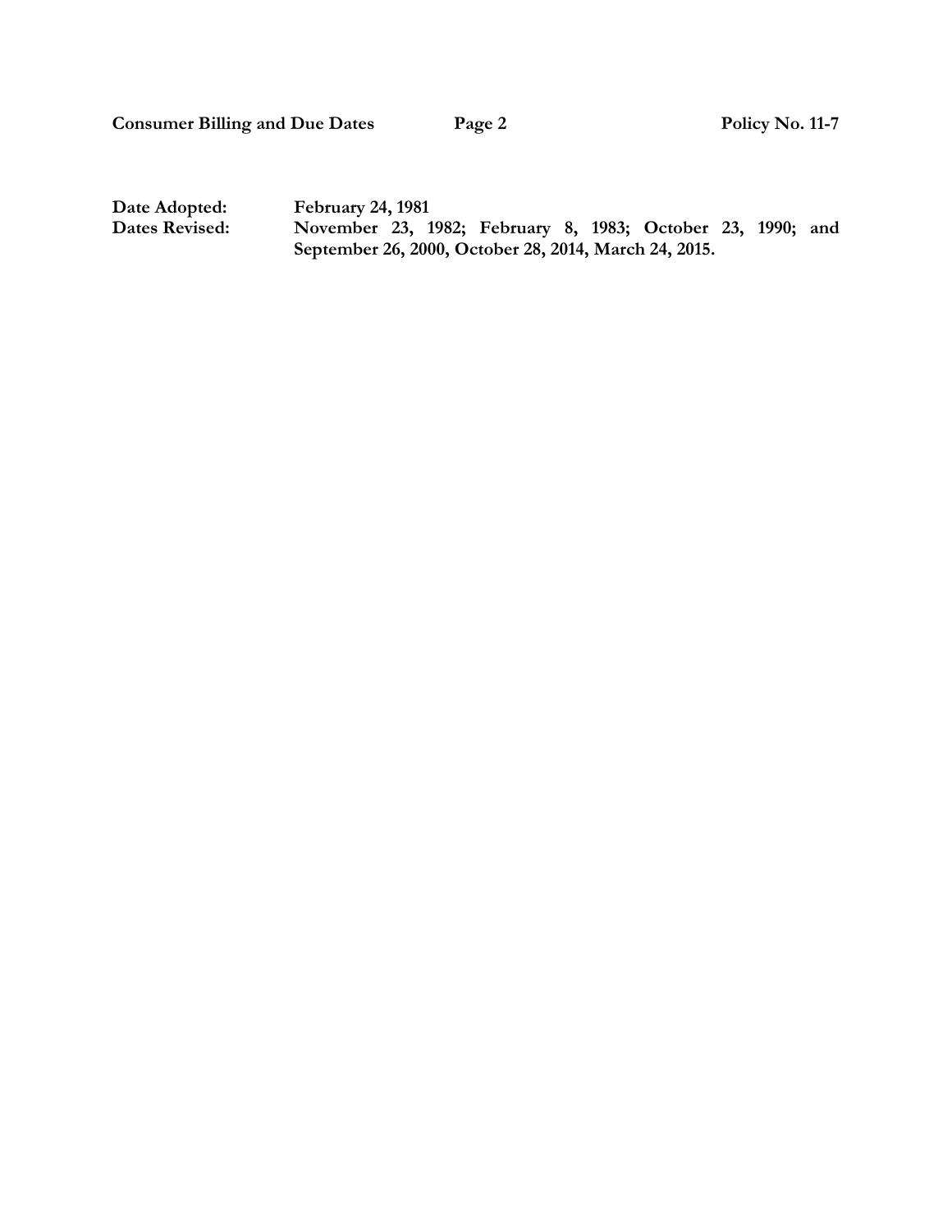**Date Adopted:** February 24, 1981

**Dates Revised:** November 23, 1982; February 8, 1983; October 23, 1990; and September 26, 2000, October 28, 2014, March 24, 2015.